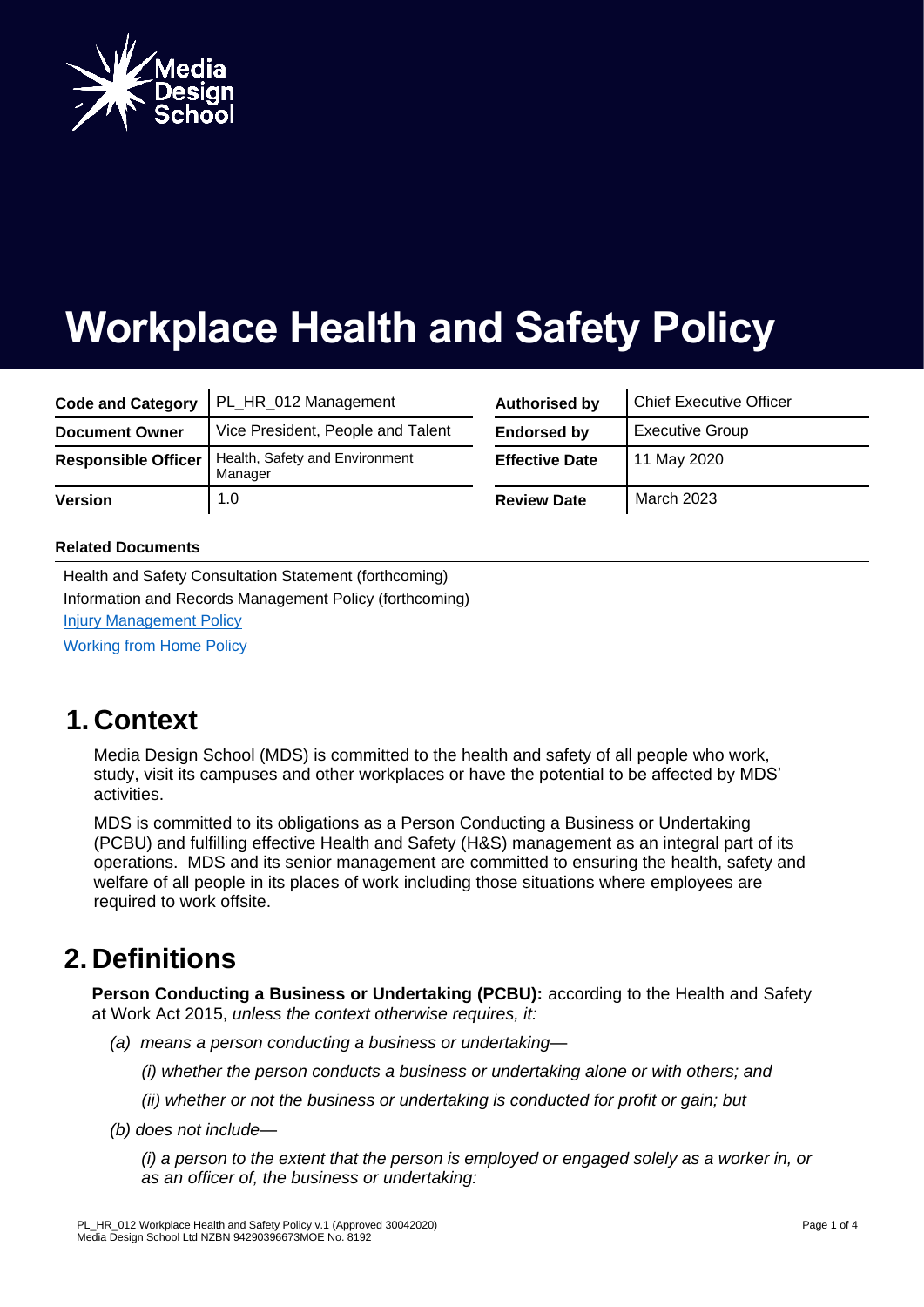Media Design School

# Workplace Health and Safety Policy

| Code and Category | PL_HR_012 Management | Authorised by | Chief Executive Officer |
|---|---|---|---|
| Document Owner | Vice President, People and Talent | Endorsed by | Executive Group |
| Responsible Officer | Health, Safety and Environment Manager | Effective Date | 11 May 2020 |
| Version | 1.0 | Review Date | March 2023 |

**Related Documents**

Health and Safety Consultation Statement (forthcoming)
Information and Records Management Policy (forthcoming)
Injury Management Policy
Working from Home Policy

## 1. Context

Media Design School (MDS) is committed to the health and safety of all people who work, study, visit its campuses and other workplaces or have the potential to be affected by MDS' activities.

MDS is committed to its obligations as a Person Conducting a Business or Undertaking (PCBU) and fulfilling effective Health and Safety (H&S) management as an integral part of its operations. MDS and its senior management are committed to ensuring the health, safety and welfare of all people in its places of work including those situations where employees are required to work offsite.

## 2. Definitions

**Person Conducting a Business or Undertaking (PCBU):** according to the Health and Safety at Work Act 2015, *unless the context otherwise requires, it:*

*(a) means a person conducting a business or undertaking—*

*(i) whether the person conducts a business or undertaking alone or with others; and*

*(ii) whether or not the business or undertaking is conducted for profit or gain; but*

*(b) does not include—*

*(i) a person to the extent that the person is employed or engaged solely as a worker in, or as an officer of, the business or undertaking:*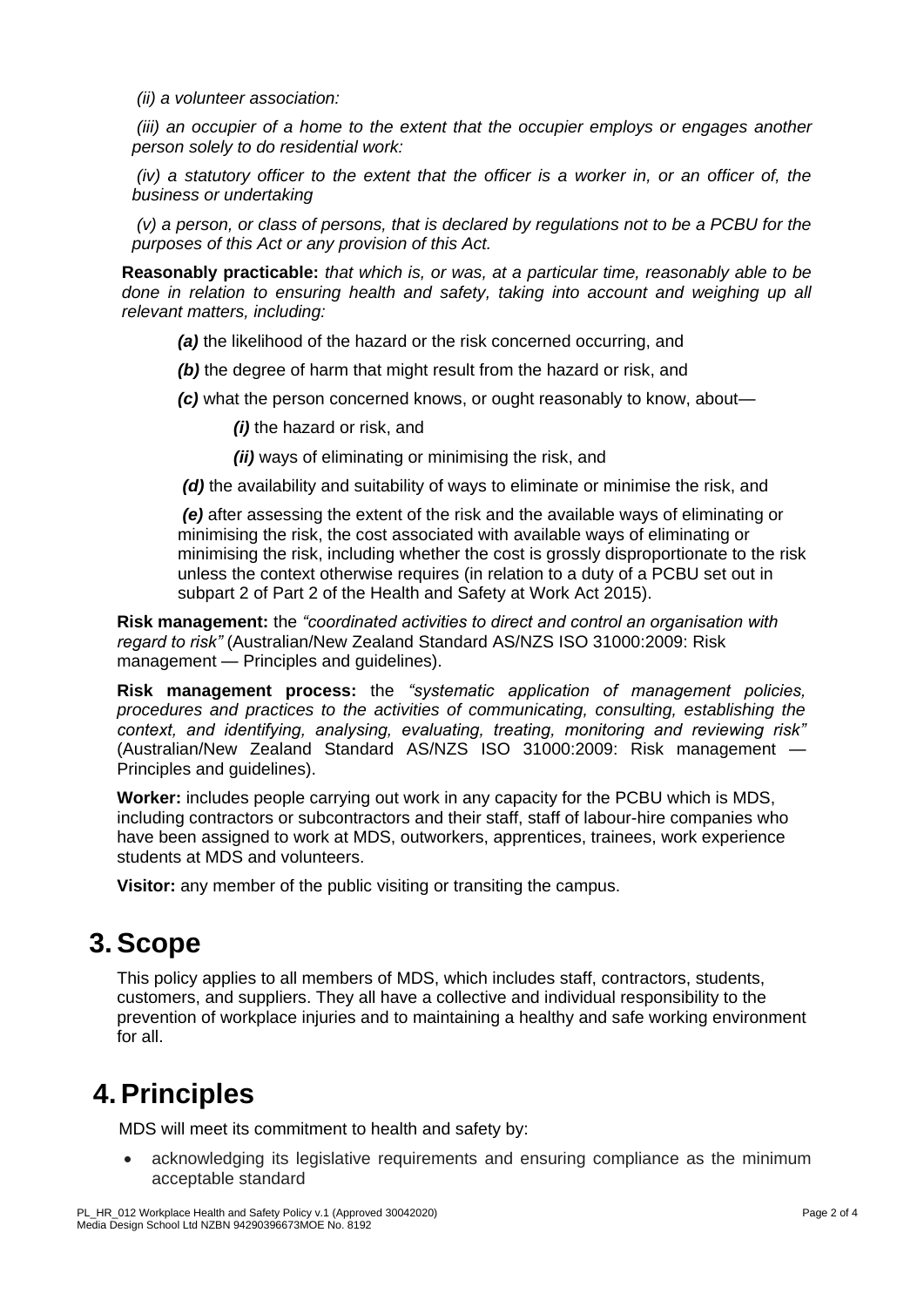*(ii) a volunteer association:*

*(iii) an occupier of a home to the extent that the occupier employs or engages another person solely to do residential work:*

*(iv) a statutory officer to the extent that the officer is a worker in, or an officer of, the business or undertaking*

*(v) a person, or class of persons, that is declared by regulations not to be a PCBU for the purposes of this Act or any provision of this Act.*

**Reasonably practicable:** *that which is, or was, at a particular time, reasonably able to be done in relation to ensuring health and safety, taking into account and weighing up all relevant matters, including:*

> ***(a)*** the likelihood of the hazard or the risk concerned occurring, and
>
> ***(b)*** the degree of harm that might result from the hazard or risk, and
>
> ***(c)*** what the person concerned knows, or ought reasonably to know, about—
>
> > ***(i)*** the hazard or risk, and
> >
> > ***(ii)*** ways of eliminating or minimising the risk, and
>
> ***(d)*** the availability and suitability of ways to eliminate or minimise the risk, and
>
> ***(e)*** after assessing the extent of the risk and the available ways of eliminating or minimising the risk, the cost associated with available ways of eliminating or minimising the risk, including whether the cost is grossly disproportionate to the risk unless the context otherwise requires (in relation to a duty of a PCBU set out in subpart 2 of Part 2 of the Health and Safety at Work Act 2015).

**Risk management:** the *"coordinated activities to direct and control an organisation with regard to risk"* (Australian/New Zealand Standard AS/NZS ISO 31000:2009: Risk management — Principles and guidelines).

**Risk management process:** the *"systematic application of management policies, procedures and practices to the activities of communicating, consulting, establishing the context, and identifying, analysing, evaluating, treating, monitoring and reviewing risk"* (Australian/New Zealand Standard AS/NZS ISO 31000:2009: Risk management — Principles and guidelines).

**Worker:** includes people carrying out work in any capacity for the PCBU which is MDS, including contractors or subcontractors and their staff, staff of labour-hire companies who have been assigned to work at MDS, outworkers, apprentices, trainees, work experience students at MDS and volunteers.

**Visitor:** any member of the public visiting or transiting the campus.

# 3. Scope

This policy applies to all members of MDS, which includes staff, contractors, students, customers, and suppliers. They all have a collective and individual responsibility to the prevention of workplace injuries and to maintaining a healthy and safe working environment for all.

# 4. Principles

MDS will meet its commitment to health and safety by:

- acknowledging its legislative requirements and ensuring compliance as the minimum acceptable standard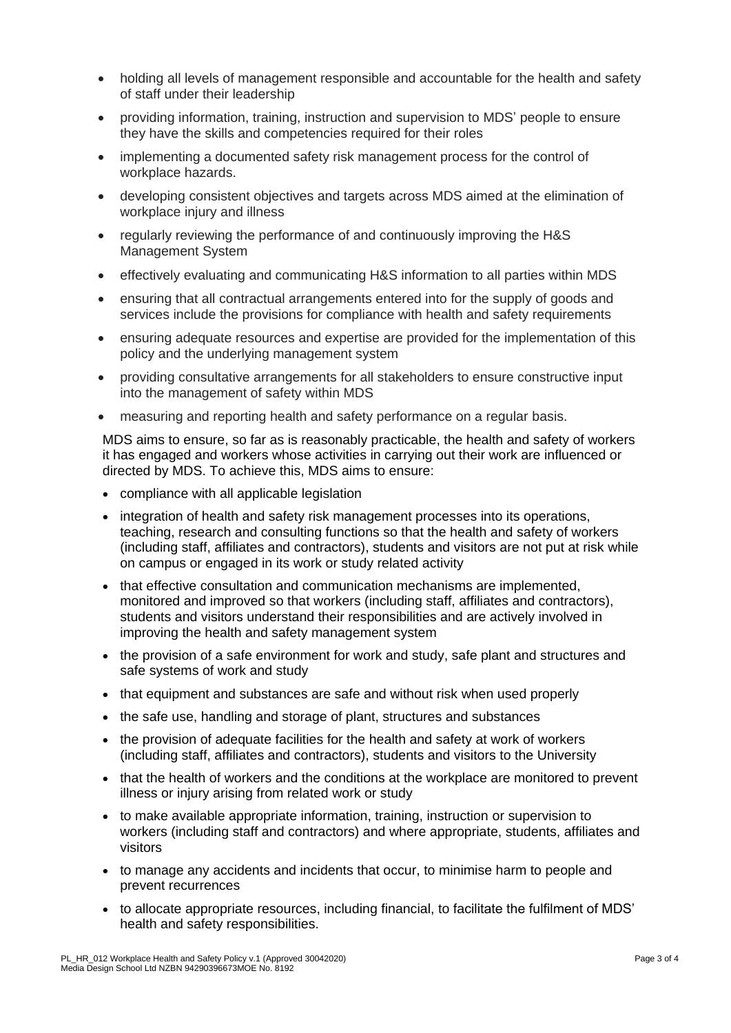- holding all levels of management responsible and accountable for the health and safety of staff under their leadership
- providing information, training, instruction and supervision to MDS' people to ensure they have the skills and competencies required for their roles
- implementing a documented safety risk management process for the control of workplace hazards.
- developing consistent objectives and targets across MDS aimed at the elimination of workplace injury and illness
- regularly reviewing the performance of and continuously improving the H&S Management System
- effectively evaluating and communicating H&S information to all parties within MDS
- ensuring that all contractual arrangements entered into for the supply of goods and services include the provisions for compliance with health and safety requirements
- ensuring adequate resources and expertise are provided for the implementation of this policy and the underlying management system
- providing consultative arrangements for all stakeholders to ensure constructive input into the management of safety within MDS
- measuring and reporting health and safety performance on a regular basis.

MDS aims to ensure, so far as is reasonably practicable, the health and safety of workers it has engaged and workers whose activities in carrying out their work are influenced or directed by MDS. To achieve this, MDS aims to ensure:

- compliance with all applicable legislation
- integration of health and safety risk management processes into its operations, teaching, research and consulting functions so that the health and safety of workers (including staff, affiliates and contractors), students and visitors are not put at risk while on campus or engaged in its work or study related activity
- that effective consultation and communication mechanisms are implemented, monitored and improved so that workers (including staff, affiliates and contractors), students and visitors understand their responsibilities and are actively involved in improving the health and safety management system
- the provision of a safe environment for work and study, safe plant and structures and safe systems of work and study
- that equipment and substances are safe and without risk when used properly
- the safe use, handling and storage of plant, structures and substances
- the provision of adequate facilities for the health and safety at work of workers (including staff, affiliates and contractors), students and visitors to the University
- that the health of workers and the conditions at the workplace are monitored to prevent illness or injury arising from related work or study
- to make available appropriate information, training, instruction or supervision to workers (including staff and contractors) and where appropriate, students, affiliates and visitors
- to manage any accidents and incidents that occur, to minimise harm to people and prevent recurrences
- to allocate appropriate resources, including financial, to facilitate the fulfilment of MDS' health and safety responsibilities.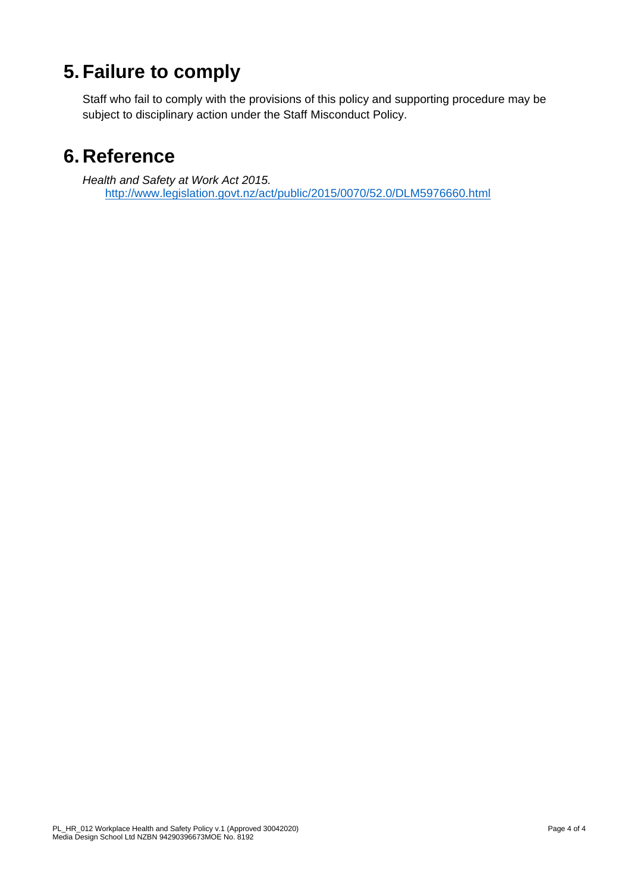# 5. Failure to comply

Staff who fail to comply with the provisions of this policy and supporting procedure may be subject to disciplinary action under the Staff Misconduct Policy.

# 6. Reference

*Health and Safety at Work Act 2015.*
http://www.legislation.govt.nz/act/public/2015/0070/52.0/DLM5976660.html